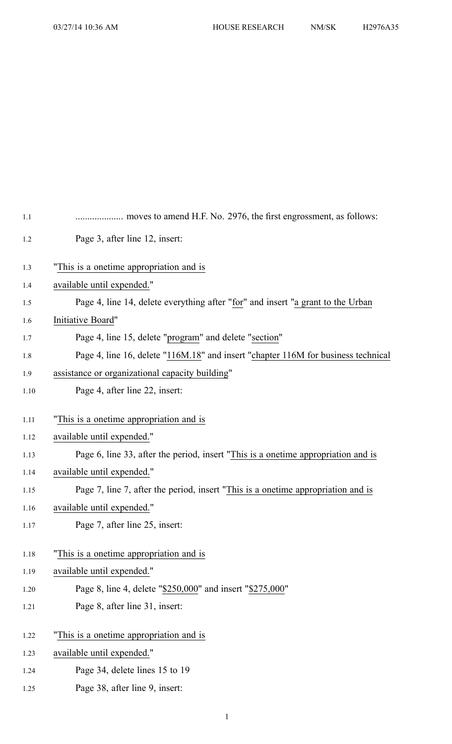.................... moves to amend H.F. No. 2976, the first engrossment, as follows:

Page 3, after line 12, insert:

"This is a onetime appropriation and is available until expended."

Page 4, line 14, delete everything after "for" and insert "a grant to the Urban Initiative Board"

Page 4, line 15, delete "program" and delete "section"

Page 4, line 16, delete "116M.18" and insert "chapter 116M for business technical assistance or organizational capacity building"

Page 4, after line 22, insert:

"This is a onetime appropriation and is available until expended."

Page 6, line 33, after the period, insert "This is a onetime appropriation and is available until expended."

Page 7, line 7, after the period, insert "This is a onetime appropriation and is available until expended."

Page 7, after line 25, insert:

"This is a onetime appropriation and is available until expended."

Page 8, line 4, delete "$250,000" and insert "$275,000"

Page 8, after line 31, insert:

"This is a onetime appropriation and is available until expended."

Page 34, delete lines 15 to 19

Page 38, after line 9, insert: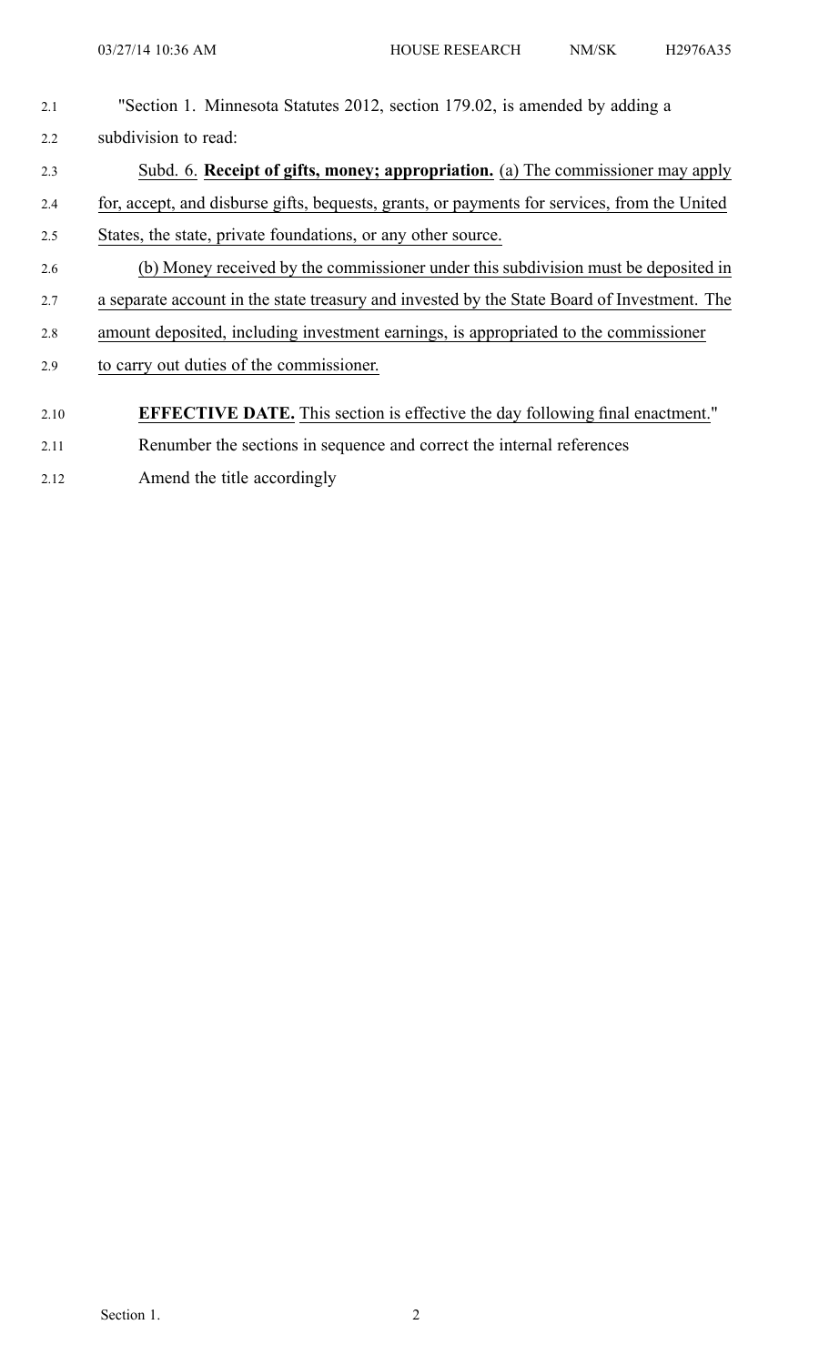"Section 1. Minnesota Statutes 2012, section 179.02, is amended by adding a subdivision to read:

Subd. 6. **Receipt of gifts, money; appropriation.** (a) The commissioner may apply for, accept, and disburse gifts, bequests, grants, or payments for services, from the United States, the state, private foundations, or any other source.

(b) Money received by the commissioner under this subdivision must be deposited in a separate account in the state treasury and invested by the State Board of Investment. The amount deposited, including investment earnings, is appropriated to the commissioner to carry out duties of the commissioner.

**EFFECTIVE DATE.** This section is effective the day following final enactment."

Renumber the sections in sequence and correct the internal references

Amend the title accordingly